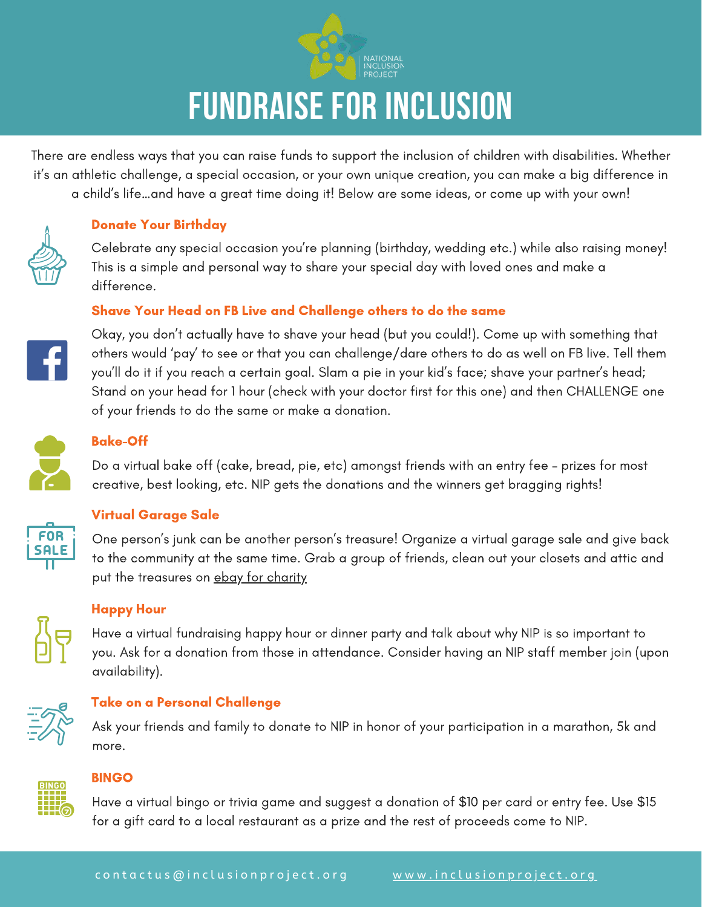NATIONAL INCLUSION PROJECT

# FUNDRAISE FOR INCLUSION

There are endless ways that you can raise funds to support the inclusion of children with disabilities. Whether it's an athletic challenge, a special occasion, or your own unique creation, you can make a big difference in a child's life...and have a great time doing it! Below are some ideas, or come up with your own!

### Donate Your Birthday

Celebrate any special occasion you're planning (birthday, wedding etc.) while also raising money! This is a simple and personal way to share your special day with loved ones and make a difference.

### Shave Your Head on FB Live and Challenge others to do the same

Okay, you don't actually have to shave your head (but you could!). Come up with something that others would 'pay' to see or that you can challenge/dare others to do as well on FB live. Tell them you'll do it if you reach a certain goal. Slam a pie in your kid's face; shave your partner's head; Stand on your head for 1 hour (check with your doctor first for this one) and then CHALLENGE one of your friends to do the same or make a donation.

### Bake-Off

Do a virtual bake off (cake, bread, pie, etc) amongst friends with an entry fee – prizes for most creative, best looking, etc. NIP gets the donations and the winners get bragging rights!

### Virtual Garage Sale

One person's junk can be another person's treasure! Organize a virtual garage sale and give back to the community at the same time. Grab a group of friends, clean out your closets and attic and put the treasures on ebay for charity

### Happy Hour

Have a virtual fundraising happy hour or dinner party and talk about why NIP is so important to you. Ask for a donation from those in attendance. Consider having an NIP staff member join (upon availability).

### Take on a Personal Challenge

Ask your friends and family to donate to NIP in honor of your participation in a marathon, 5k and more.

### BINGO

Have a virtual bingo or trivia game and suggest a donation of $10 per card or entry fee. Use $15 for a gift card to a local restaurant as a prize and the rest of proceeds come to NIP.

contactus@inclusionproject.org www.inclusionproject.org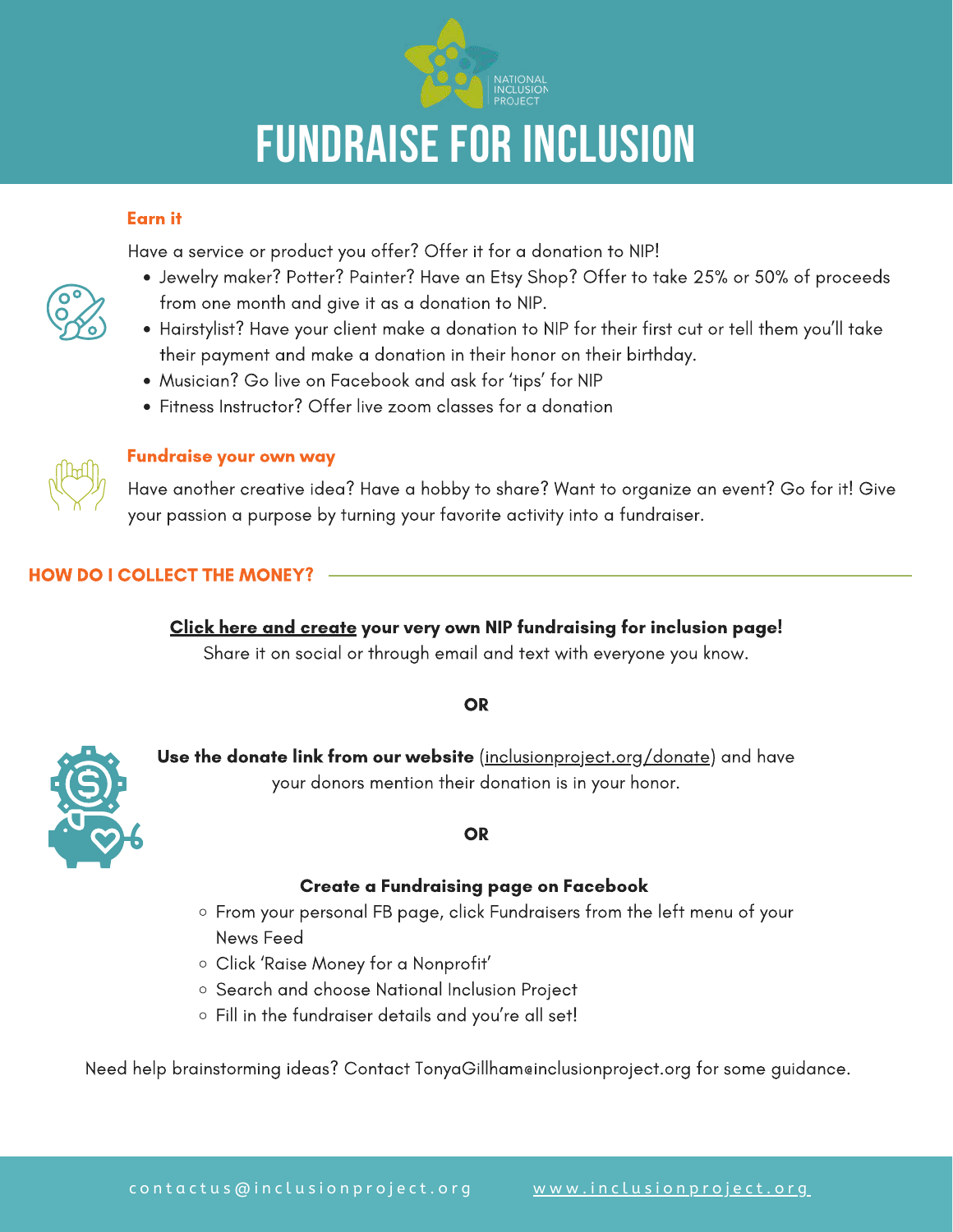NATIONAL INCLUSION PROJECT

# FUNDRAISE FOR INCLUSION

### Earn it

Have a service or product you offer? Offer it for a donation to NIP!

- Jewelry maker? Potter? Painter? Have an Etsy Shop? Offer to take 25% or 50% of proceeds from one month and give it as a donation to NIP.
- Hairstylist? Have your client make a donation to NIP for their first cut or tell them you'll take their payment and make a donation in their honor on their birthday.
- Musician? Go live on Facebook and ask for 'tips' for NIP
- Fitness Instructor? Offer live zoom classes for a donation

### Fundraise your own way

Have another creative idea? Have a hobby to share? Want to organize an event? Go for it! Give your passion a purpose by turning your favorite activity into a fundraiser.

## HOW DO I COLLECT THE MONEY?

**Click here and create your very own NIP fundraising for inclusion page!**
Share it on social or through email and text with everyone you know.

**OR**

**Use the donate link from our website** (inclusionproject.org/donate) and have your donors mention their donation is in your honor.

**OR**

**Create a Fundraising page on Facebook**

- From your personal FB page, click Fundraisers from the left menu of your News Feed
- Click 'Raise Money for a Nonprofit'
- Search and choose National Inclusion Project
- Fill in the fundraiser details and you're all set!

Need help brainstorming ideas? Contact TonyaGillham@inclusionproject.org for some guidance.

contactus@inclusionproject.org www.inclusionproject.org